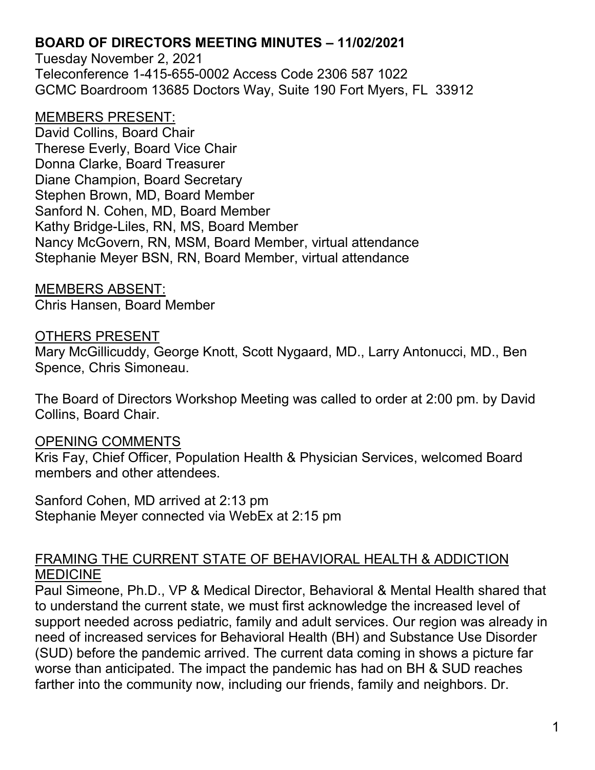# BOARD OF DIRECTORS MEETING MINUTES – 11/02/2021

Tuesday November 2, 2021
Teleconference 1-415-655-0002 Access Code 2306 587 1022
GCMC Boardroom 13685 Doctors Way, Suite 190 Fort Myers, FL 33912

## MEMBERS PRESENT:

David Collins, Board Chair
Therese Everly, Board Vice Chair
Donna Clarke, Board Treasurer
Diane Champion, Board Secretary
Stephen Brown, MD, Board Member
Sanford N. Cohen, MD, Board Member
Kathy Bridge-Liles, RN, MS, Board Member
Nancy McGovern, RN, MSM, Board Member, virtual attendance
Stephanie Meyer BSN, RN, Board Member, virtual attendance

## MEMBERS ABSENT:

Chris Hansen, Board Member

## OTHERS PRESENT

Mary McGillicuddy, George Knott, Scott Nygaard, MD., Larry Antonucci, MD., Ben Spence, Chris Simoneau.

The Board of Directors Workshop Meeting was called to order at 2:00 pm. by David Collins, Board Chair.

## OPENING COMMENTS

Kris Fay, Chief Officer, Population Health & Physician Services, welcomed Board members and other attendees.

Sanford Cohen, MD arrived at 2:13 pm
Stephanie Meyer connected via WebEx at 2:15 pm

## FRAMING THE CURRENT STATE OF BEHAVIORAL HEALTH & ADDICTION MEDICINE

Paul Simeone, Ph.D., VP & Medical Director, Behavioral & Mental Health shared that to understand the current state, we must first acknowledge the increased level of support needed across pediatric, family and adult services. Our region was already in need of increased services for Behavioral Health (BH) and Substance Use Disorder (SUD) before the pandemic arrived. The current data coming in shows a picture far worse than anticipated. The impact the pandemic has had on BH & SUD reaches farther into the community now, including our friends, family and neighbors. Dr.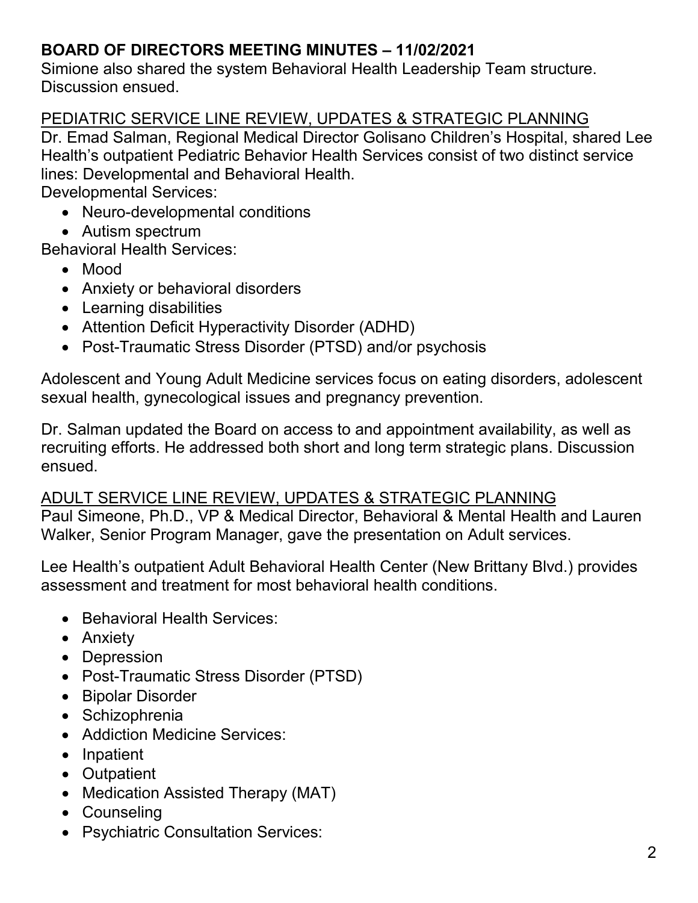**BOARD OF DIRECTORS MEETING MINUTES – 11/02/2021**

Simione also shared the system Behavioral Health Leadership Team structure. Discussion ensued.

PEDIATRIC SERVICE LINE REVIEW, UPDATES & STRATEGIC PLANNING

Dr. Emad Salman, Regional Medical Director Golisano Children's Hospital, shared Lee Health's outpatient Pediatric Behavior Health Services consist of two distinct service lines: Developmental and Behavioral Health.

Developmental Services:

- Neuro-developmental conditions
- Autism spectrum

Behavioral Health Services:

- Mood
- Anxiety or behavioral disorders
- Learning disabilities
- Attention Deficit Hyperactivity Disorder (ADHD)
- Post-Traumatic Stress Disorder (PTSD) and/or psychosis

Adolescent and Young Adult Medicine services focus on eating disorders, adolescent sexual health, gynecological issues and pregnancy prevention.

Dr. Salman updated the Board on access to and appointment availability, as well as recruiting efforts. He addressed both short and long term strategic plans. Discussion ensued.

ADULT SERVICE LINE REVIEW, UPDATES & STRATEGIC PLANNING

Paul Simeone, Ph.D., VP & Medical Director, Behavioral & Mental Health and Lauren Walker, Senior Program Manager, gave the presentation on Adult services.

Lee Health's outpatient Adult Behavioral Health Center (New Brittany Blvd.) provides assessment and treatment for most behavioral health conditions.

- Behavioral Health Services:
- Anxiety
- Depression
- Post-Traumatic Stress Disorder (PTSD)
- Bipolar Disorder
- Schizophrenia
- Addiction Medicine Services:
- Inpatient
- Outpatient
- Medication Assisted Therapy (MAT)
- Counseling
- Psychiatric Consultation Services: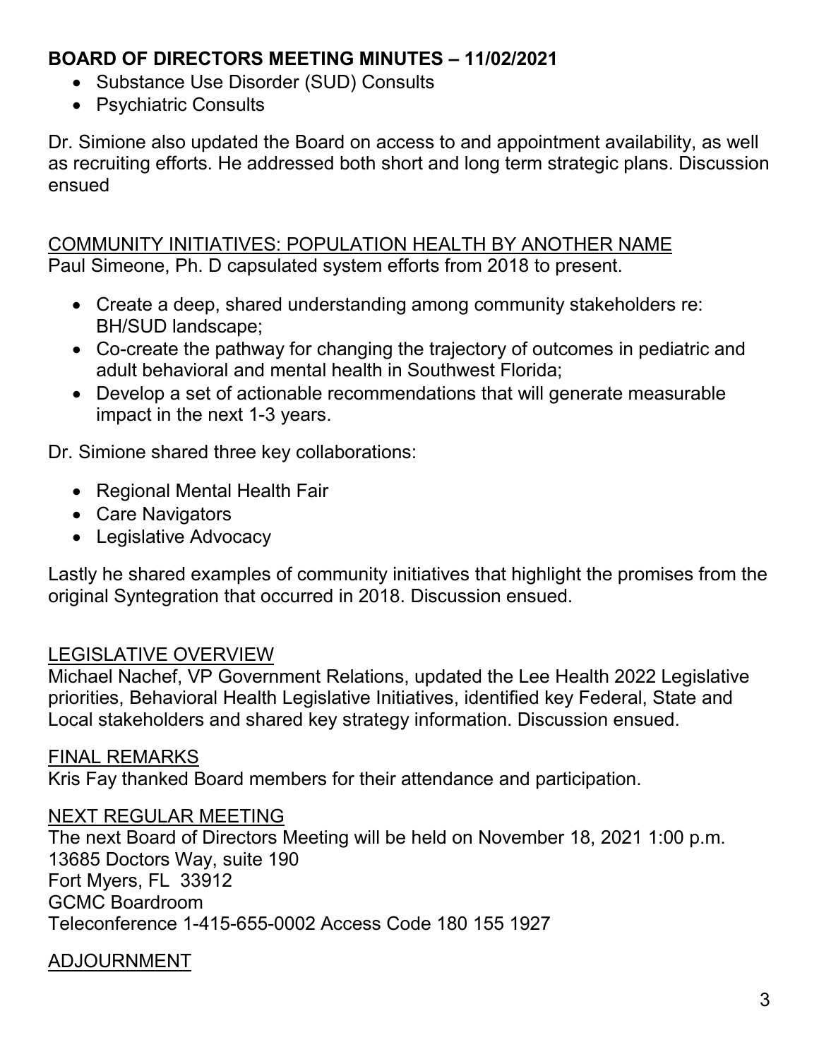**BOARD OF DIRECTORS MEETING MINUTES – 11/02/2021**

- Substance Use Disorder (SUD) Consults
- Psychiatric Consults

Dr. Simione also updated the Board on access to and appointment availability, as well as recruiting efforts. He addressed both short and long term strategic plans. Discussion ensued

COMMUNITY INITIATIVES: POPULATION HEALTH BY ANOTHER NAME

Paul Simeone, Ph. D capsulated system efforts from 2018 to present.

- Create a deep, shared understanding among community stakeholders re: BH/SUD landscape;
- Co-create the pathway for changing the trajectory of outcomes in pediatric and adult behavioral and mental health in Southwest Florida;
- Develop a set of actionable recommendations that will generate measurable impact in the next 1-3 years.

Dr. Simione shared three key collaborations:

- Regional Mental Health Fair
- Care Navigators
- Legislative Advocacy

Lastly he shared examples of community initiatives that highlight the promises from the original Syntegration that occurred in 2018. Discussion ensued.

LEGISLATIVE OVERVIEW

Michael Nachef, VP Government Relations, updated the Lee Health 2022 Legislative priorities, Behavioral Health Legislative Initiatives, identified key Federal, State and Local stakeholders and shared key strategy information. Discussion ensued.

FINAL REMARKS

Kris Fay thanked Board members for their attendance and participation.

NEXT REGULAR MEETING

The next Board of Directors Meeting will be held on November 18, 2021 1:00 p.m.
13685 Doctors Way, suite 190
Fort Myers, FL 33912
GCMC Boardroom
Teleconference 1-415-655-0002 Access Code 180 155 1927

ADJOURNMENT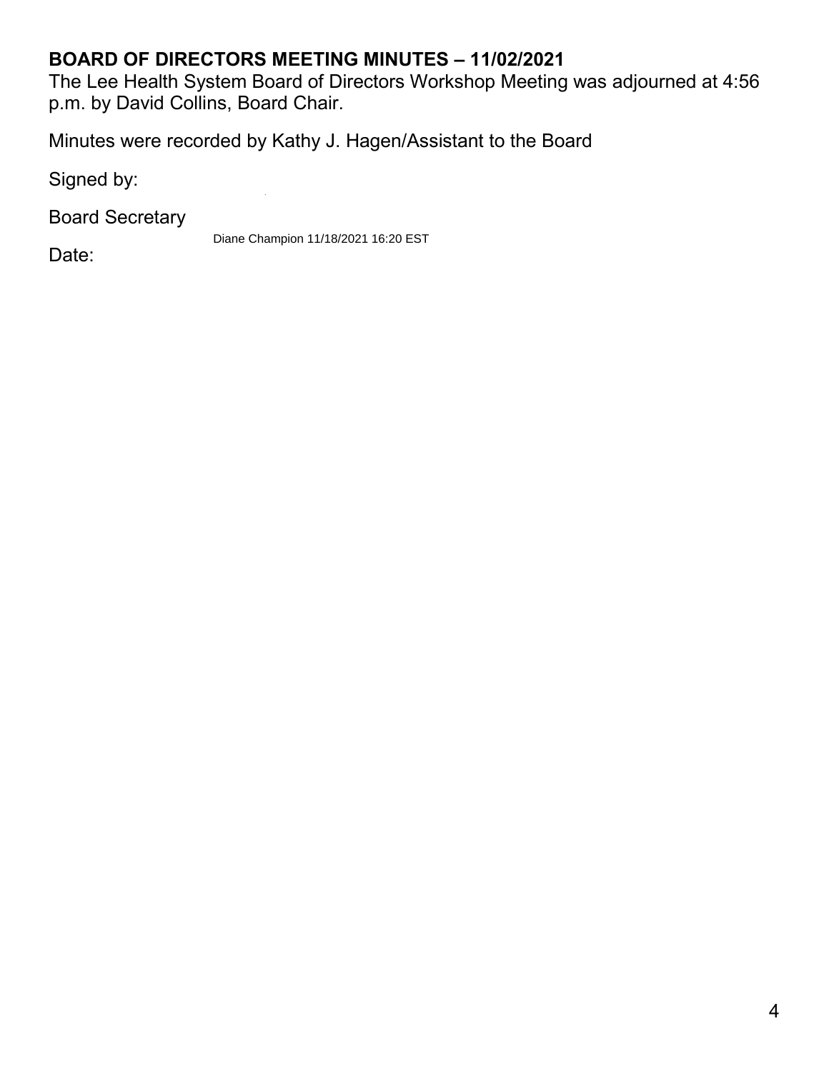**BOARD OF DIRECTORS MEETING MINUTES – 11/02/2021**

The Lee Health System Board of Directors Workshop Meeting was adjourned at 4:56 p.m. by David Collins, Board Chair.

Minutes were recorded by Kathy J. Hagen/Assistant to the Board

Signed by:

Board Secretary

Diane Champion 11/18/2021 16:20 EST

Date: